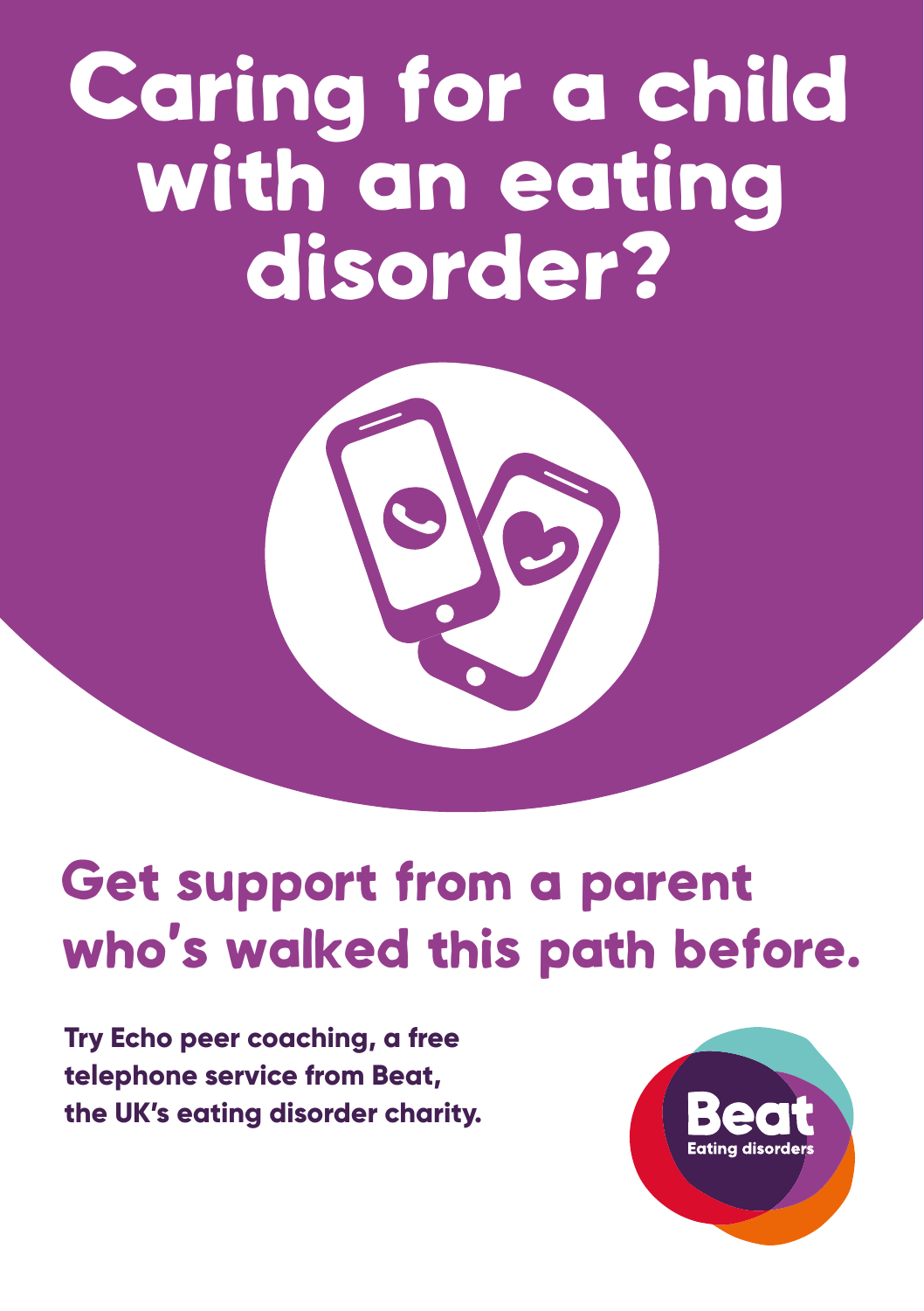# Caring for a child with an eating disorder?

## Get support from a parent who's walked this path before.

**Try Echo peer coaching, a free telephone service from Beat, the UK's eating disorder charity.**

Beat
Eating disorders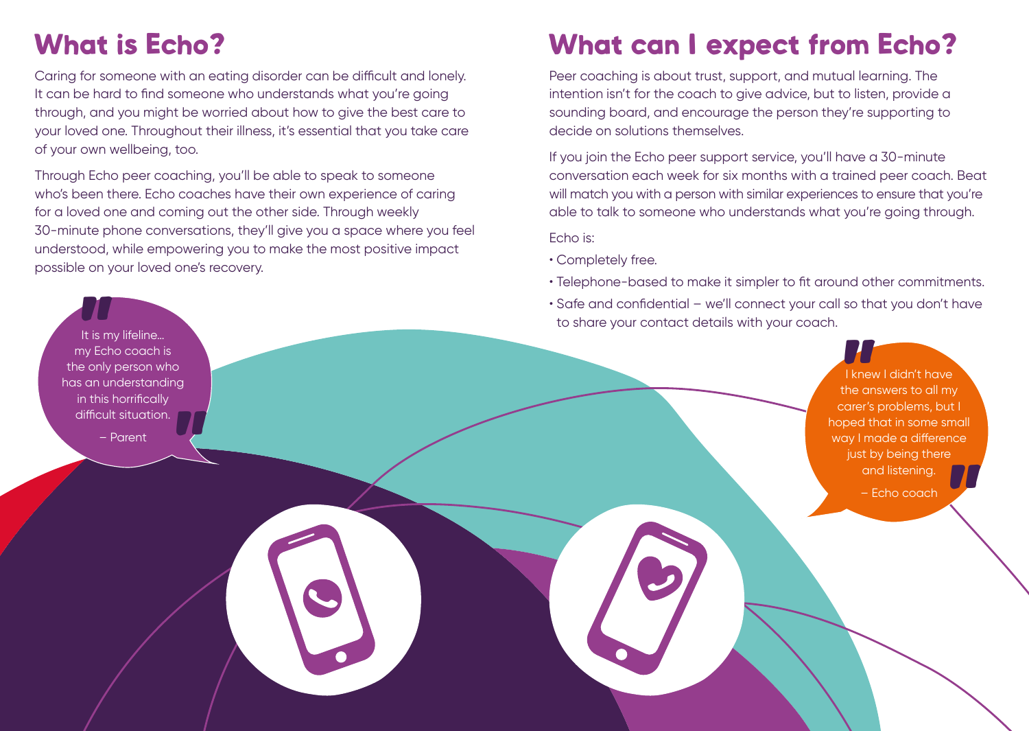# What is Echo?

Caring for someone with an eating disorder can be difficult and lonely. It can be hard to find someone who understands what you're going through, and you might be worried about how to give the best care to your loved one. Throughout their illness, it's essential that you take care of your own wellbeing, too.

Through Echo peer coaching, you'll be able to speak to someone who's been there. Echo coaches have their own experience of caring for a loved one and coming out the other side. Through weekly 30-minute phone conversations, they'll give you a space where you feel understood, while empowering you to make the most positive impact possible on your loved one's recovery.

> "It is my lifeline... my Echo coach is the only person who has an understanding in this horrifically difficult situation."
>
> – Parent

# What can I expect from Echo?

Peer coaching is about trust, support, and mutual learning. The intention isn't for the coach to give advice, but to listen, provide a sounding board, and encourage the person they're supporting to decide on solutions themselves.

If you join the Echo peer support service, you'll have a 30-minute conversation each week for six months with a trained peer coach. Beat will match you with a person with similar experiences to ensure that you're able to talk to someone who understands what you're going through.

Echo is:

- Completely free.
- Telephone-based to make it simpler to fit around other commitments.
- Safe and confidential – we'll connect your call so that you don't have to share your contact details with your coach.

> "I knew I didn't have the answers to all my carer's problems, but I hoped that in some small way I made a difference just by being there and listening."
>
> – Echo coach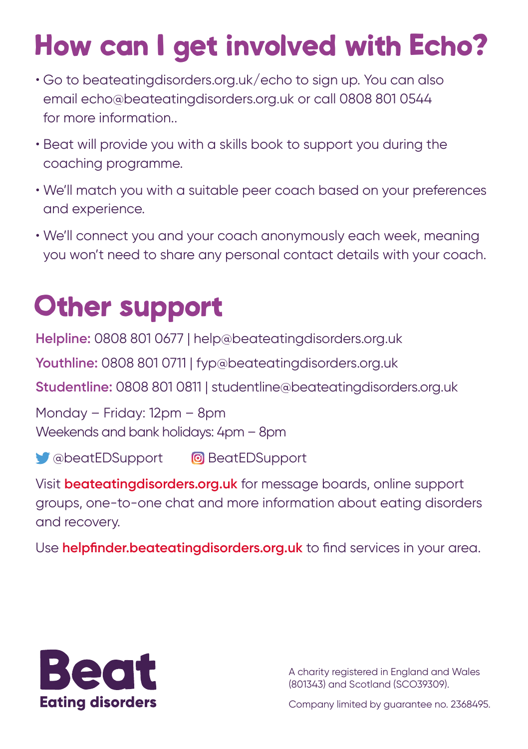# How can I get involved with Echo?

- Go to beateatingdisorders.org.uk/echo to sign up. You can also email echo@beateatingdisorders.org.uk or call 0808 801 0544 for more information..
- Beat will provide you with a skills book to support you during the coaching programme.
- We'll match you with a suitable peer coach based on your preferences and experience.
- We'll connect you and your coach anonymously each week, meaning you won't need to share any personal contact details with your coach.

# Other support

**Helpline:** 0808 801 0677 | help@beateatingdisorders.org.uk

**Youthline:** 0808 801 0711 | fyp@beateatingdisorders.org.uk

**Studentline:** 0808 801 0811 | studentline@beateatingdisorders.org.uk

Monday – Friday: 12pm – 8pm
Weekends and bank holidays: 4pm – 8pm

@beatEDSupport BeatEDSupport

Visit **beateatingdisorders.org.uk** for message boards, online support groups, one-to-one chat and more information about eating disorders and recovery.

Use **helpfinder.beateatingdisorders.org.uk** to find services in your area.

Beat
Eating disorders

A charity registered in England and Wales (801343) and Scotland (SCO39309).

Company limited by guarantee no. 2368495.